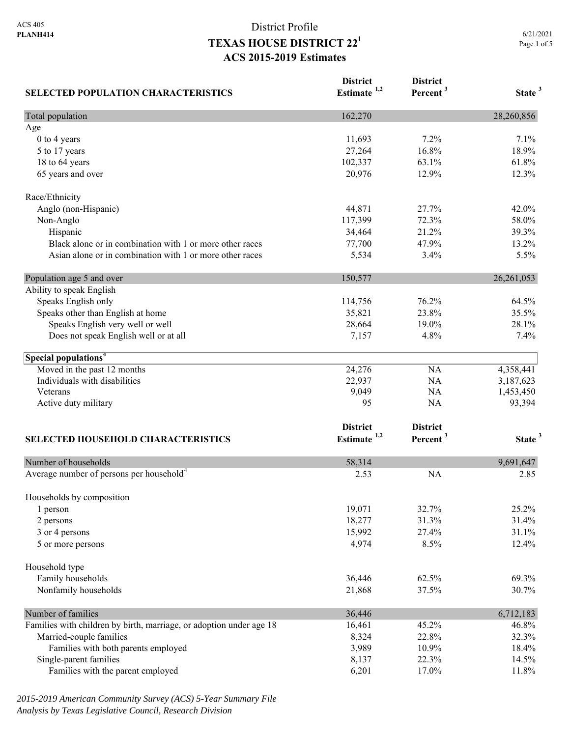ACS 405
**PLANH414**

# District Profile
# TEXAS HOUSE DISTRICT 22[1]
## ACS 2015-2019 Estimates

6/21/2021

| SELECTED POPULATION CHARACTERISTICS | District Estimate [1,2] | District Percent [3] | State [3] |
|---|---|---|---|
| Total population | 162,270 | | 28,260,856 |
| Age | | | |
| 0 to 4 years | 11,693 | 7.2% | 7.1% |
| 5 to 17 years | 27,264 | 16.8% | 18.9% |
| 18 to 64 years | 102,337 | 63.1% | 61.8% |
| 65 years and over | 20,976 | 12.9% | 12.3% |
| | | | |
| Race/Ethnicity | | | |
| Anglo (non-Hispanic) | 44,871 | 27.7% | 42.0% |
| Non-Anglo | 117,399 | 72.3% | 58.0% |
| Hispanic | 34,464 | 21.2% | 39.3% |
| Black alone or in combination with 1 or more other races | 77,700 | 47.9% | 13.2% |
| Asian alone or in combination with 1 or more other races | 5,534 | 3.4% | 5.5% |
| | | | |
| Population age 5 and over | 150,577 | | 26,261,053 |
| Ability to speak English | | | |
| Speaks English only | 114,756 | 76.2% | 64.5% |
| Speaks other than English at home | 35,821 | 23.8% | 35.5% |
| Speaks English very well or well | 28,664 | 19.0% | 28.1% |
| Does not speak English well or at all | 7,157 | 4.8% | 7.4% |
| | | | |
| **Special populations[4]** | | | |
| Moved in the past 12 months | 24,276 | NA | 4,358,441 |
| Individuals with disabilities | 22,937 | NA | 3,187,623 |
| Veterans | 9,049 | NA | 1,453,450 |
| Active duty military | 95 | NA | 93,394 |

| SELECTED HOUSEHOLD CHARACTERISTICS | District Estimate [1,2] | District Percent [3] | State [3] |
|---|---|---|---|
| Number of households | 58,314 | | 9,691,647 |
| Average number of persons per household[4] | 2.53 | NA | 2.85 |
| | | | |
| Households by composition | | | |
| 1 person | 19,071 | 32.7% | 25.2% |
| 2 persons | 18,277 | 31.3% | 31.4% |
| 3 or 4 persons | 15,992 | 27.4% | 31.1% |
| 5 or more persons | 4,974 | 8.5% | 12.4% |
| | | | |
| Household type | | | |
| Family households | 36,446 | 62.5% | 69.3% |
| Nonfamily households | 21,868 | 37.5% | 30.7% |
| | | | |
| Number of families | 36,446 | | 6,712,183 |
| Families with children by birth, marriage, or adoption under age 18 | 16,461 | 45.2% | 46.8% |
| Married-couple families | 8,324 | 22.8% | 32.3% |
| Families with both parents employed | 3,989 | 10.9% | 18.4% |
| Single-parent families | 8,137 | 22.3% | 14.5% |
| Families with the parent employed | 6,201 | 17.0% | 11.8% |

*2015-2019 American Community Survey (ACS) 5-Year Summary File*
*Analysis by Texas Legislative Council, Research Division*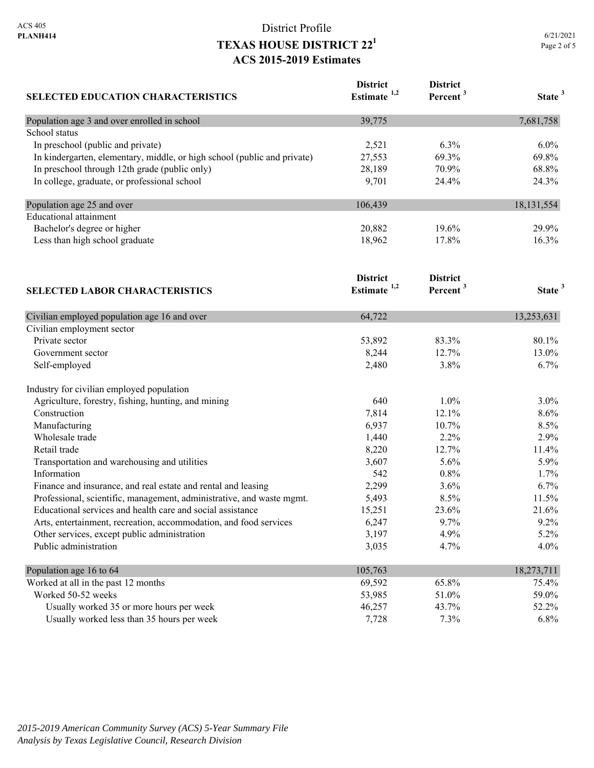District Profile

# TEXAS HOUSE DISTRICT 22[1]

## ACS 2015-2019 Estimates

| SELECTED EDUCATION CHARACTERISTICS | District Estimate [1,2] | District Percent [3] | State [3] |
|---|---|---|---|
| Population age 3 and over enrolled in school | 39,775 | | 7,681,758 |
| School status | | | |
| In preschool (public and private) | 2,521 | 6.3% | 6.0% |
| In kindergarten, elementary, middle, or high school (public and private) | 27,553 | 69.3% | 69.8% |
| In preschool through 12th grade (public only) | 28,189 | 70.9% | 68.8% |
| In college, graduate, or professional school | 9,701 | 24.4% | 24.3% |
| Population age 25 and over | 106,439 | | 18,131,554 |
| Educational attainment | | | |
| Bachelor's degree or higher | 20,882 | 19.6% | 29.9% |
| Less than high school graduate | 18,962 | 17.8% | 16.3% |

| SELECTED LABOR CHARACTERISTICS | District Estimate [1,2] | District Percent [3] | State [3] |
|---|---|---|---|
| Civilian employed population age 16 and over | 64,722 | | 13,253,631 |
| Civilian employment sector | | | |
| Private sector | 53,892 | 83.3% | 80.1% |
| Government sector | 8,244 | 12.7% | 13.0% |
| Self-employed | 2,480 | 3.8% | 6.7% |
| Industry for civilian employed population | | | |
| Agriculture, forestry, fishing, hunting, and mining | 640 | 1.0% | 3.0% |
| Construction | 7,814 | 12.1% | 8.6% |
| Manufacturing | 6,937 | 10.7% | 8.5% |
| Wholesale trade | 1,440 | 2.2% | 2.9% |
| Retail trade | 8,220 | 12.7% | 11.4% |
| Transportation and warehousing and utilities | 3,607 | 5.6% | 5.9% |
| Information | 542 | 0.8% | 1.7% |
| Finance and insurance, and real estate and rental and leasing | 2,299 | 3.6% | 6.7% |
| Professional, scientific, management, administrative, and waste mgmt. | 5,493 | 8.5% | 11.5% |
| Educational services and health care and social assistance | 15,251 | 23.6% | 21.6% |
| Arts, entertainment, recreation, accommodation, and food services | 6,247 | 9.7% | 9.2% |
| Other services, except public administration | 3,197 | 4.9% | 5.2% |
| Public administration | 3,035 | 4.7% | 4.0% |
| Population age 16 to 64 | 105,763 | | 18,273,711 |
| Worked at all in the past 12 months | 69,592 | 65.8% | 75.4% |
| Worked 50-52 weeks | 53,985 | 51.0% | 59.0% |
| Usually worked 35 or more hours per week | 46,257 | 43.7% | 52.2% |
| Usually worked less than 35 hours per week | 7,728 | 7.3% | 6.8% |

*2015-2019 American Community Survey (ACS) 5-Year Summary File*
*Analysis by Texas Legislative Council, Research Division*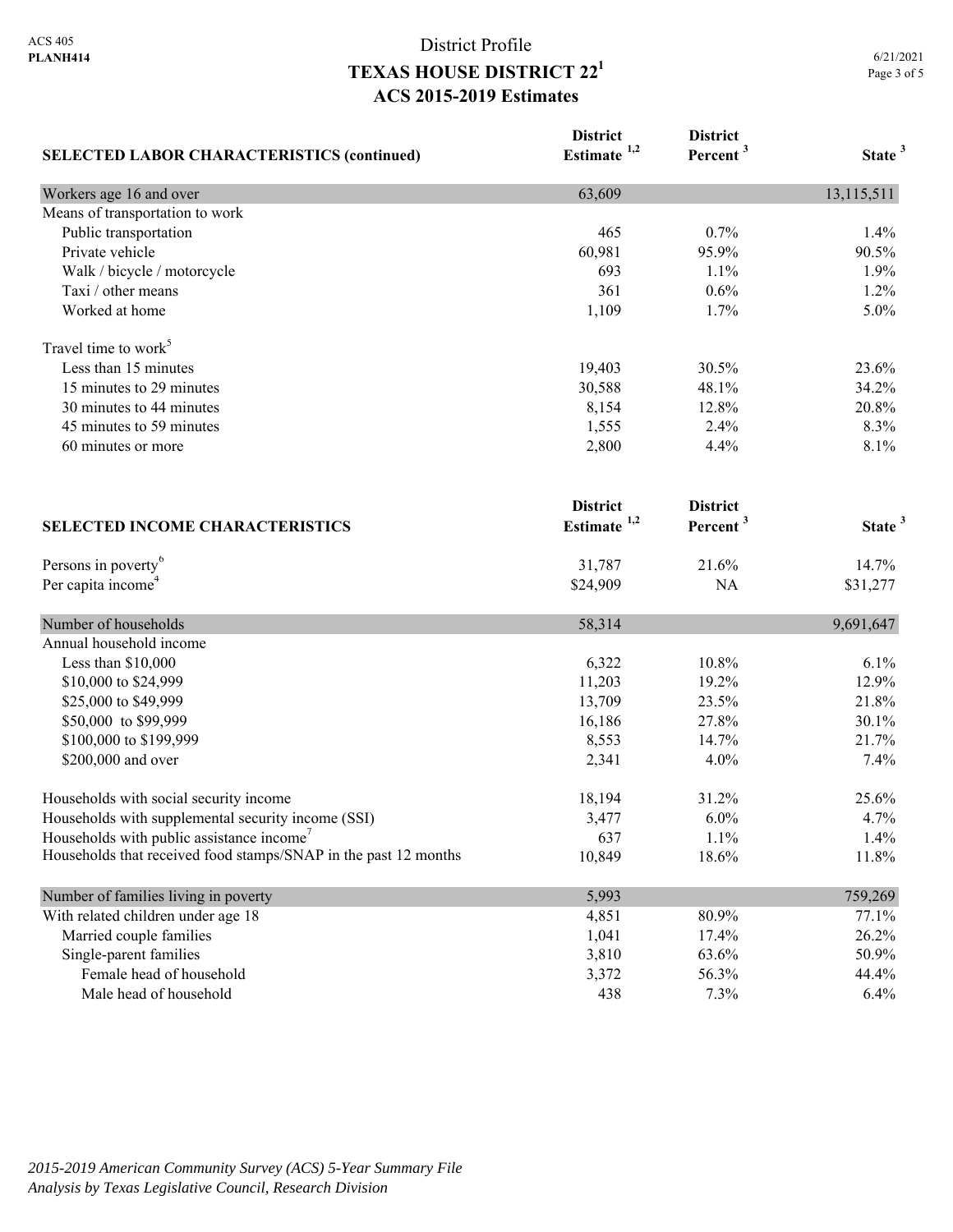ACS 405
**PLANH414**

# District Profile
# TEXAS HOUSE DISTRICT 22[1]
## ACS 2015-2019 Estimates

6/21/2021

| SELECTED LABOR CHARACTERISTICS (continued) | District Estimate [1,2] | District Percent [3] | State [3] |
|---|---|---|---|
| Workers age 16 and over | 63,609 | | 13,115,511 |
| Means of transportation to work | | | |
| Public transportation | 465 | 0.7% | 1.4% |
| Private vehicle | 60,981 | 95.9% | 90.5% |
| Walk / bicycle / motorcycle | 693 | 1.1% | 1.9% |
| Taxi / other means | 361 | 0.6% | 1.2% |
| Worked at home | 1,109 | 1.7% | 5.0% |
| Travel time to work[5] | | | |
| Less than 15 minutes | 19,403 | 30.5% | 23.6% |
| 15 minutes to 29 minutes | 30,588 | 48.1% | 34.2% |
| 30 minutes to 44 minutes | 8,154 | 12.8% | 20.8% |
| 45 minutes to 59 minutes | 1,555 | 2.4% | 8.3% |
| 60 minutes or more | 2,800 | 4.4% | 8.1% |

| SELECTED INCOME CHARACTERISTICS | District Estimate [1,2] | District Percent [3] | State [3] |
|---|---|---|---|
| Persons in poverty[6] | 31,787 | 21.6% | 14.7% |
| Per capita income[4] | $24,909 | NA | $31,277 |
| Number of households | 58,314 | | 9,691,647 |
| Annual household income | | | |
| Less than $10,000 | 6,322 | 10.8% | 6.1% |
| $10,000 to $24,999 | 11,203 | 19.2% | 12.9% |
| $25,000 to $49,999 | 13,709 | 23.5% | 21.8% |
| $50,000 to $99,999 | 16,186 | 27.8% | 30.1% |
| $100,000 to $199,999 | 8,553 | 14.7% | 21.7% |
| $200,000 and over | 2,341 | 4.0% | 7.4% |
| Households with social security income | 18,194 | 31.2% | 25.6% |
| Households with supplemental security income (SSI) | 3,477 | 6.0% | 4.7% |
| Households with public assistance income[7] | 637 | 1.1% | 1.4% |
| Households that received food stamps/SNAP in the past 12 months | 10,849 | 18.6% | 11.8% |
| Number of families living in poverty | 5,993 | | 759,269 |
| With related children under age 18 | 4,851 | 80.9% | 77.1% |
| Married couple families | 1,041 | 17.4% | 26.2% |
| Single-parent families | 3,810 | 63.6% | 50.9% |
| Female head of household | 3,372 | 56.3% | 44.4% |
| Male head of household | 438 | 7.3% | 6.4% |

*2015-2019 American Community Survey (ACS) 5-Year Summary File*
*Analysis by Texas Legislative Council, Research Division*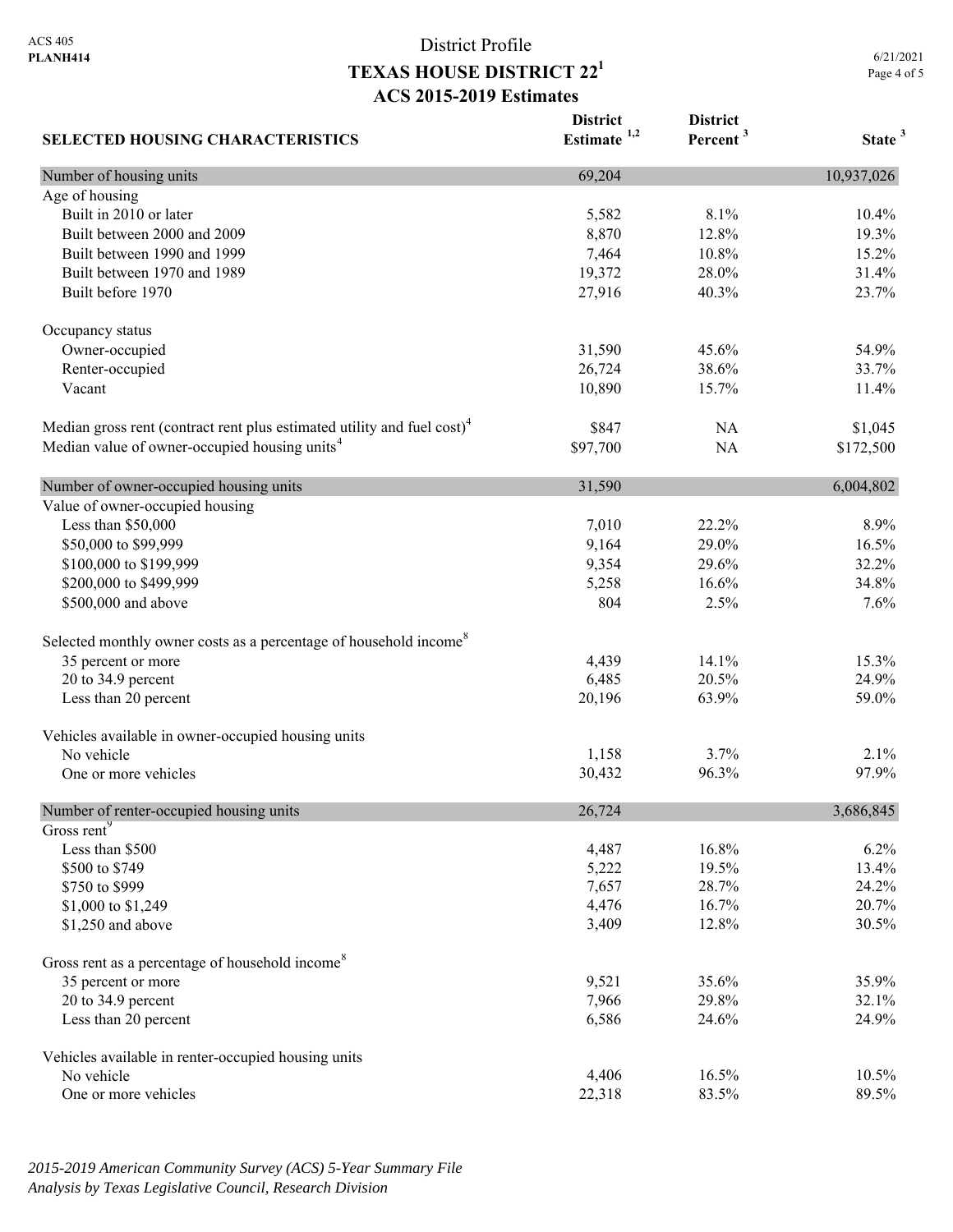ACS 405
**PLANH414**

# District Profile
## TEXAS HOUSE DISTRICT 22[1]
### ACS 2015-2019 Estimates

6/21/2021

| SELECTED HOUSING CHARACTERISTICS | District Estimate [1,2] | District Percent [3] | State [3] |
|---|---|---|---|
| Number of housing units | 69,204 | | 10,937,026 |
| Age of housing | | | |
| Built in 2010 or later | 5,582 | 8.1% | 10.4% |
| Built between 2000 and 2009 | 8,870 | 12.8% | 19.3% |
| Built between 1990 and 1999 | 7,464 | 10.8% | 15.2% |
| Built between 1970 and 1989 | 19,372 | 28.0% | 31.4% |
| Built before 1970 | 27,916 | 40.3% | 23.7% |
| Occupancy status | | | |
| Owner-occupied | 31,590 | 45.6% | 54.9% |
| Renter-occupied | 26,724 | 38.6% | 33.7% |
| Vacant | 10,890 | 15.7% | 11.4% |
| Median gross rent (contract rent plus estimated utility and fuel cost)[4] | $847 | NA | $1,045 |
| Median value of owner-occupied housing units[4] | $97,700 | NA | $172,500 |
| Number of owner-occupied housing units | 31,590 | | 6,004,802 |
| Value of owner-occupied housing | | | |
| Less than $50,000 | 7,010 | 22.2% | 8.9% |
| $50,000 to $99,999 | 9,164 | 29.0% | 16.5% |
| $100,000 to $199,999 | 9,354 | 29.6% | 32.2% |
| $200,000 to $499,999 | 5,258 | 16.6% | 34.8% |
| $500,000 and above | 804 | 2.5% | 7.6% |
| Selected monthly owner costs as a percentage of household income[8] | | | |
| 35 percent or more | 4,439 | 14.1% | 15.3% |
| 20 to 34.9 percent | 6,485 | 20.5% | 24.9% |
| Less than 20 percent | 20,196 | 63.9% | 59.0% |
| Vehicles available in owner-occupied housing units | | | |
| No vehicle | 1,158 | 3.7% | 2.1% |
| One or more vehicles | 30,432 | 96.3% | 97.9% |
| Number of renter-occupied housing units | 26,724 | | 3,686,845 |
| Gross rent[9] | | | |
| Less than $500 | 4,487 | 16.8% | 6.2% |
| $500 to $749 | 5,222 | 19.5% | 13.4% |
| $750 to $999 | 7,657 | 28.7% | 24.2% |
| $1,000 to $1,249 | 4,476 | 16.7% | 20.7% |
| $1,250 and above | 3,409 | 12.8% | 30.5% |
| Gross rent as a percentage of household income[8] | | | |
| 35 percent or more | 9,521 | 35.6% | 35.9% |
| 20 to 34.9 percent | 7,966 | 29.8% | 32.1% |
| Less than 20 percent | 6,586 | 24.6% | 24.9% |
| Vehicles available in renter-occupied housing units | | | |
| No vehicle | 4,406 | 16.5% | 10.5% |
| One or more vehicles | 22,318 | 83.5% | 89.5% |

*2015-2019 American Community Survey (ACS) 5-Year Summary File*
*Analysis by Texas Legislative Council, Research Division*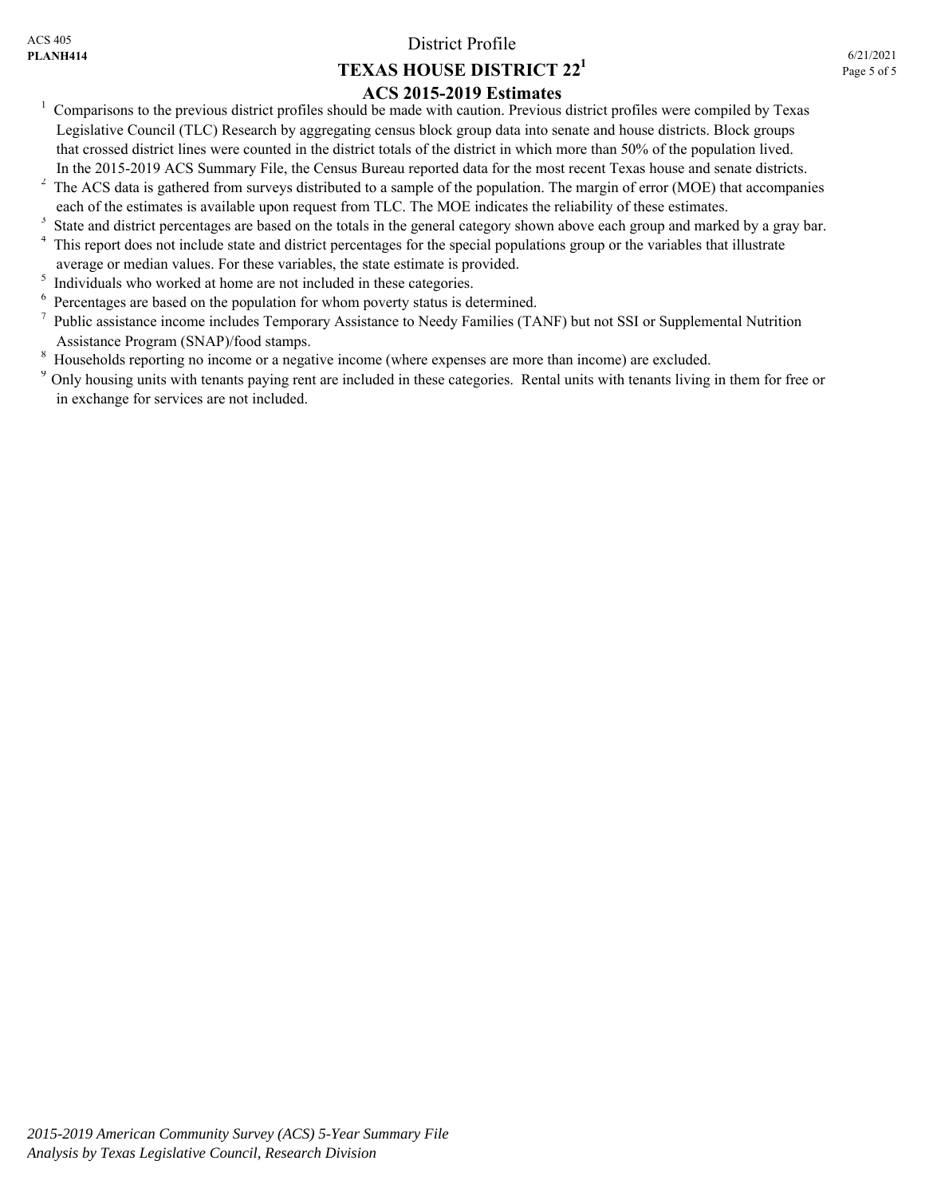[1] Comparisons to the previous district profiles should be made with caution. Previous district profiles were compiled by Texas Legislative Council (TLC) Research by aggregating census block group data into senate and house districts. Block groups that crossed district lines were counted in the district totals of the district in which more than 50% of the population lived. In the 2015-2019 ACS Summary File, the Census Bureau reported data for the most recent Texas house and senate districts.

[2] The ACS data is gathered from surveys distributed to a sample of the population. The margin of error (MOE) that accompanies each of the estimates is available upon request from TLC. The MOE indicates the reliability of these estimates.

[3] State and district percentages are based on the totals in the general category shown above each group and marked by a gray bar.

[4] This report does not include state and district percentages for the special populations group or the variables that illustrate average or median values. For these variables, the state estimate is provided.

[5] Individuals who worked at home are not included in these categories.

[6] Percentages are based on the population for whom poverty status is determined.

[7] Public assistance income includes Temporary Assistance to Needy Families (TANF) but not SSI or Supplemental Nutrition Assistance Program (SNAP)/food stamps.

[8] Households reporting no income or a negative income (where expenses are more than income) are excluded.

[9] Only housing units with tenants paying rent are included in these categories. Rental units with tenants living in them for free or in exchange for services are not included.

*2015-2019 American Community Survey (ACS) 5-Year Summary File*
*Analysis by Texas Legislative Council, Research Division*